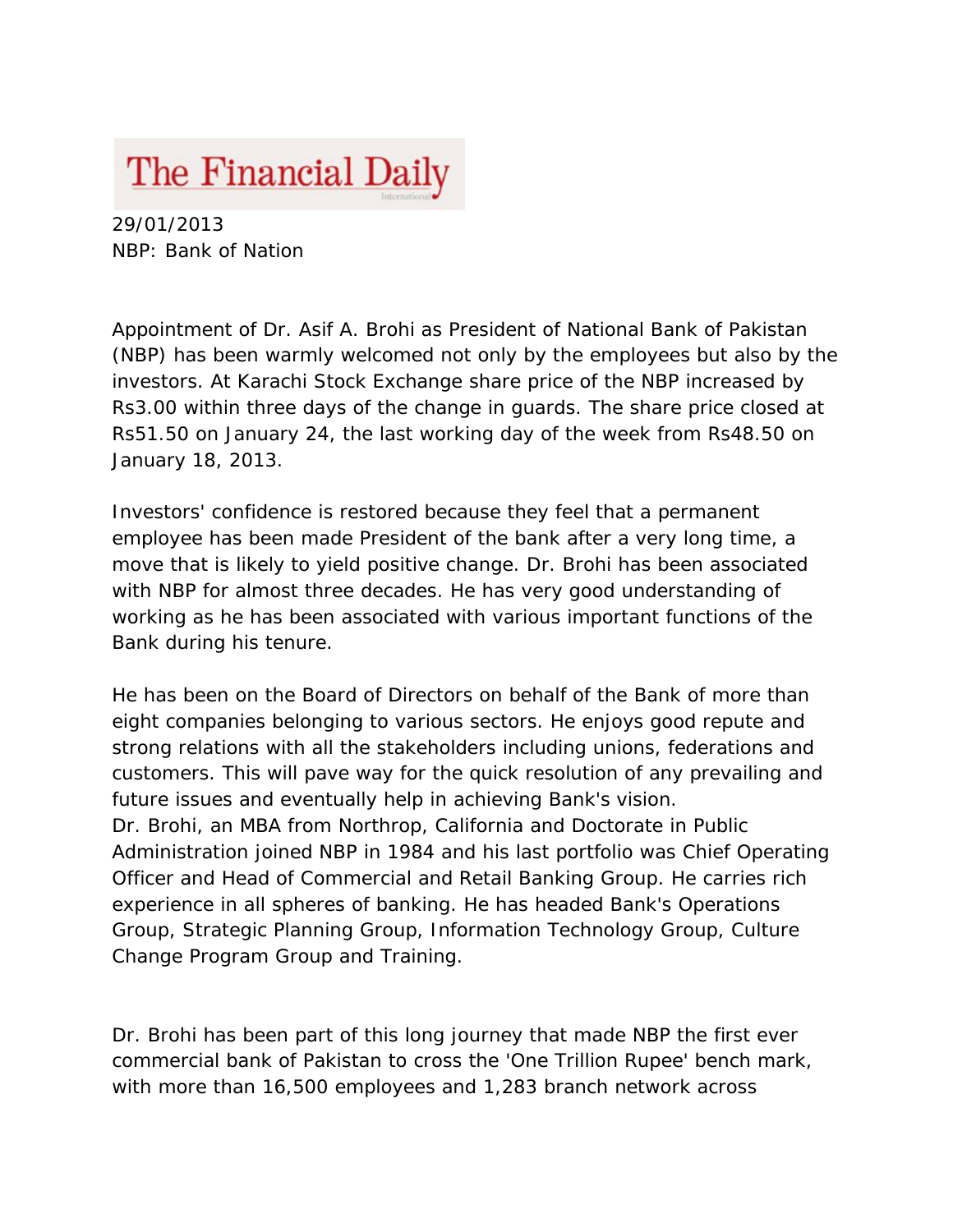# The Financial Daily

29/01/2013

NBP: Bank of Nation

Appointment of Dr. Asif A. Brohi as President of National Bank of Pakistan (NBP) has been warmly welcomed not only by the employees but also by the investors. At Karachi Stock Exchange share price of the NBP increased by Rs3.00 within three days of the change in guards. The share price closed at Rs51.50 on January 24, the last working day of the week from Rs48.50 on January 18, 2013.

Investors' confidence is restored because they feel that a permanent employee has been made President of the bank after a very long time, a move that is likely to yield positive change. Dr. Brohi has been associated with NBP for almost three decades. He has very good understanding of working as he has been associated with various important functions of the Bank during his tenure.

He has been on the Board of Directors on behalf of the Bank of more than eight companies belonging to various sectors. He enjoys good repute and strong relations with all the stakeholders including unions, federations and customers. This will pave way for the quick resolution of any prevailing and future issues and eventually help in achieving Bank's vision.
Dr. Brohi, an MBA from Northrop, California and Doctorate in Public Administration joined NBP in 1984 and his last portfolio was Chief Operating Officer and Head of Commercial and Retail Banking Group. He carries rich experience in all spheres of banking. He has headed Bank's Operations Group, Strategic Planning Group, Information Technology Group, Culture Change Program Group and Training.

Dr. Brohi has been part of this long journey that made NBP the first ever commercial bank of Pakistan to cross the 'One Trillion Rupee' bench mark, with more than 16,500 employees and 1,283 branch network across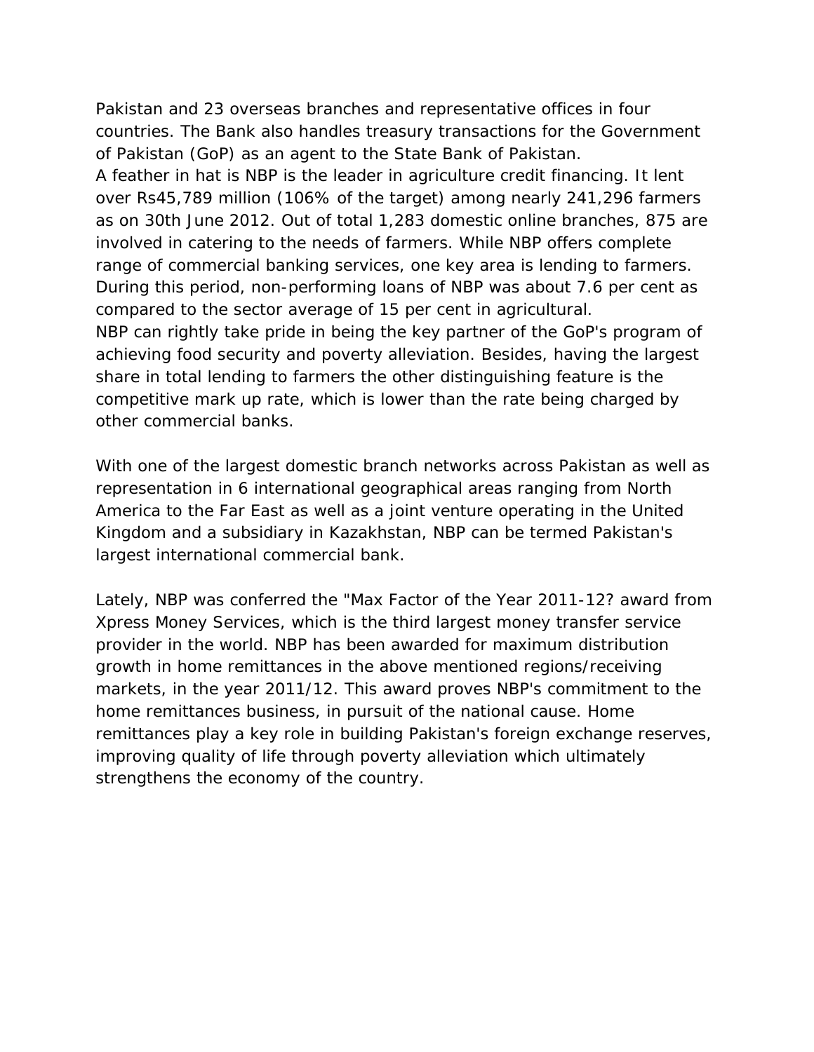Pakistan and 23 overseas branches and representative offices in four countries. The Bank also handles treasury transactions for the Government of Pakistan (GoP) as an agent to the State Bank of Pakistan.
A feather in hat is NBP is the leader in agriculture credit financing. It lent over Rs45,789 million (106% of the target) among nearly 241,296 farmers as on 30th June 2012. Out of total 1,283 domestic online branches, 875 are involved in catering to the needs of farmers. While NBP offers complete range of commercial banking services, one key area is lending to farmers. During this period, non-performing loans of NBP was about 7.6 per cent as compared to the sector average of 15 per cent in agricultural.
NBP can rightly take pride in being the key partner of the GoP's program of achieving food security and poverty alleviation. Besides, having the largest share in total lending to farmers the other distinguishing feature is the competitive mark up rate, which is lower than the rate being charged by other commercial banks.

With one of the largest domestic branch networks across Pakistan as well as representation in 6 international geographical areas ranging from North America to the Far East as well as a joint venture operating in the United Kingdom and a subsidiary in Kazakhstan, NBP can be termed Pakistan's largest international commercial bank.

Lately, NBP was conferred the "Max Factor of the Year 2011-12? award from Xpress Money Services, which is the third largest money transfer service provider in the world. NBP has been awarded for maximum distribution growth in home remittances in the above mentioned regions/receiving markets, in the year 2011/12. This award proves NBP's commitment to the home remittances business, in pursuit of the national cause. Home remittances play a key role in building Pakistan's foreign exchange reserves, improving quality of life through poverty alleviation which ultimately strengthens the economy of the country.